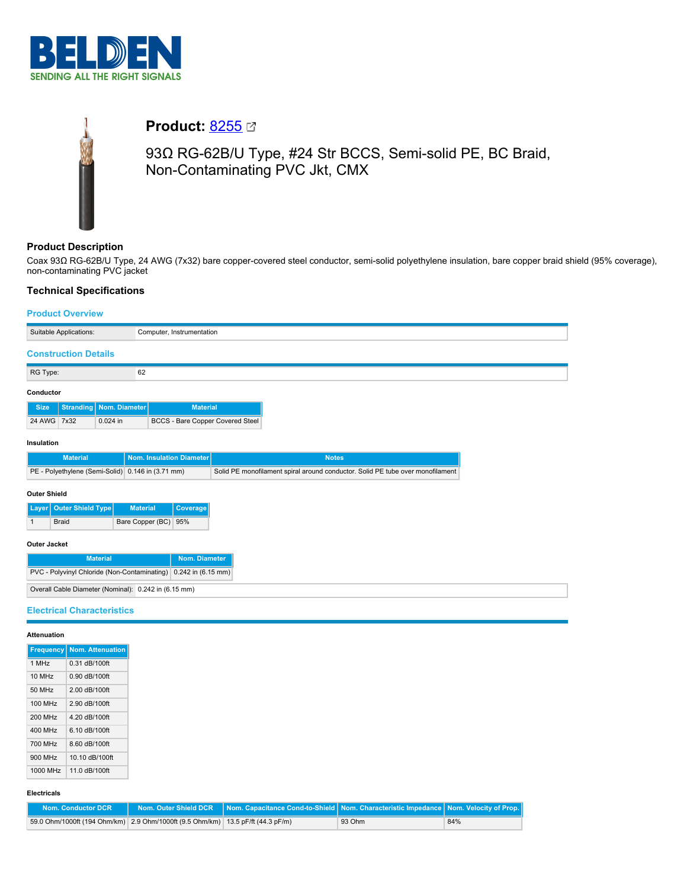# Product: 8255

93Ω RG-62B/U Type, #24 Str BCCS, Semi-solid PE, BC Braid, Non-Contaminating PVC Jkt, CMX

## Product Description

Coax 93Ω RG-62B/U Type, 24 AWG (7x32) bare copper-covered steel conductor, semi-solid polyethylene insulation, bare copper braid shield (95% coverage), non-contaminating PVC jacket

## Technical Specifications

### Product Overview

| Suitable Applications: | Computer, Instrumentation |
|---|---|

### Construction Details

| RG Type: | 62 |
|---|---|

#### Conductor

| Size | Stranding | Nom. Diameter | Material |
|---|---|---|---|
| 24 AWG | 7x32 | 0.024 in | BCCS - Bare Copper Covered Steel |

#### Insulation

| Material | Nom. Insulation Diameter | Notes |
|---|---|---|
| PE - Polyethylene (Semi-Solid) | 0.146 in (3.71 mm) | Solid PE monofilament spiral around conductor. Solid PE tube over monofilament |

#### Outer Shield

| Layer | Outer Shield Type | Material | Coverage |
|---|---|---|---|
| 1 | Braid | Bare Copper (BC) | 95% |

#### Outer Jacket

| Material | Nom. Diameter |
|---|---|
| PVC - Polyvinyl Chloride (Non-Contaminating) | 0.242 in (6.15 mm) |

| Overall Cable Diameter (Nominal): | 0.242 in (6.15 mm) |
|---|---|

### Electrical Characteristics

#### Attenuation

| Frequency | Nom. Attenuation |
|---|---|
| 1 MHz | 0.31 dB/100ft |
| 10 MHz | 0.90 dB/100ft |
| 50 MHz | 2.00 dB/100ft |
| 100 MHz | 2.90 dB/100ft |
| 200 MHz | 4.20 dB/100ft |
| 400 MHz | 6.10 dB/100ft |
| 700 MHz | 8.60 dB/100ft |
| 900 MHz | 10.10 dB/100ft |
| 1000 MHz | 11.0 dB/100ft |

#### Electricals

| Nom. Conductor DCR | Nom. Outer Shield DCR | Nom. Capacitance Cond-to-Shield | Nom. Characteristic Impedance | Nom. Velocity of Prop. |
|---|---|---|---|---|
| 59.0 Ohm/1000ft (194 Ohm/km) | 2.9 Ohm/1000ft (9.5 Ohm/km) | 13.5 pF/ft (44.3 pF/m) | 93 Ohm | 84% |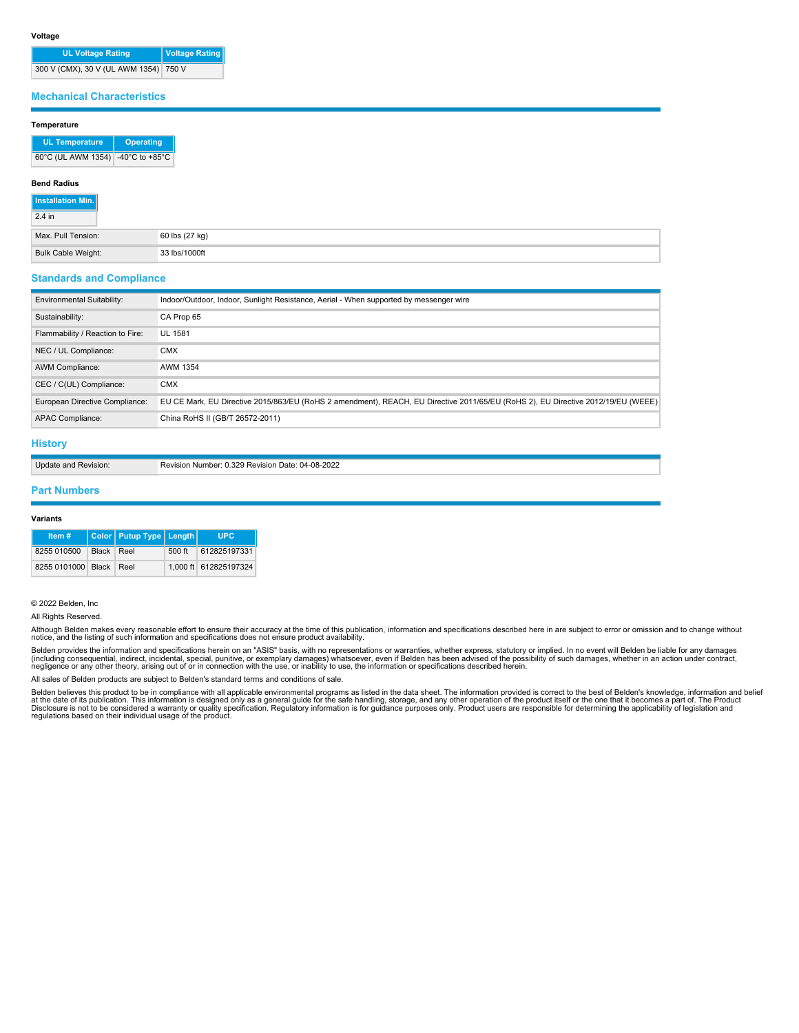#### Voltage

| UL Voltage Rating | Voltage Rating |
|---|---|
| 300 V (CMX), 30 V (UL AWM 1354) | 750 V |

## Mechanical Characteristics

#### Temperature

| UL Temperature | Operating |
|---|---|
| 60°C (UL AWM 1354) | -40°C to +85°C |

#### Bend Radius

| Installation Min. |
|---|
| 2.4 in |

| | |
|---|---|
| Max. Pull Tension: | 60 lbs (27 kg) |
| Bulk Cable Weight: | 33 lbs/1000ft |

## Standards and Compliance

| | |
|---|---|
| Environmental Suitability: | Indoor/Outdoor, Indoor, Sunlight Resistance, Aerial - When supported by messenger wire |
| Sustainability: | CA Prop 65 |
| Flammability / Reaction to Fire: | UL 1581 |
| NEC / UL Compliance: | CMX |
| AWM Compliance: | AWM 1354 |
| CEC / C(UL) Compliance: | CMX |
| European Directive Compliance: | EU CE Mark, EU Directive 2015/863/EU (RoHS 2 amendment), REACH, EU Directive 2011/65/EU (RoHS 2), EU Directive 2012/19/EU (WEEE) |
| APAC Compliance: | China RoHS II (GB/T 26572-2011) |

## History

| | |
|---|---|
| Update and Revision: | Revision Number: 0.329 Revision Date: 04-08-2022 |

## Part Numbers

#### Variants

| Item # | Color | Putup Type | Length | UPC |
|---|---|---|---|---|
| 8255 010500 | Black | Reel | 500 ft | 612825197331 |
| 8255 0101000 | Black | Reel | 1,000 ft | 612825197324 |

© 2022 Belden, Inc

All Rights Reserved.

Although Belden makes every reasonable effort to ensure their accuracy at the time of this publication, information and specifications described here in are subject to error or omission and to change without notice, and the listing of such information and specifications does not ensure product availability.

Belden provides the information and specifications herein on an "ASIS" basis, with no representations or warranties, whether express, statutory or implied. In no event will Belden be liable for any damages (including consequential, indirect, incidental, special, punitive, or exemplary damages) whatsoever, even if Belden has been advised of the possibility of such damages, whether in an action under contract, negligence or any other theory, arising out of or in connection with the use, or inability to use, the information or specifications described herein.

All sales of Belden products are subject to Belden's standard terms and conditions of sale.

Belden believes this product to be in compliance with all applicable environmental programs as listed in the data sheet. The information provided is correct to the best of Belden's knowledge, information and belief at the date of its publication. This information is designed only as a general guide for the safe handling, storage, and any other operation of the product itself or the one that it becomes a part of. The Product Disclosure is not to be considered a warranty or quality specification. Regulatory information is for guidance purposes only. Product users are responsible for determining the applicability of legislation and regulations based on their individual usage of the product.